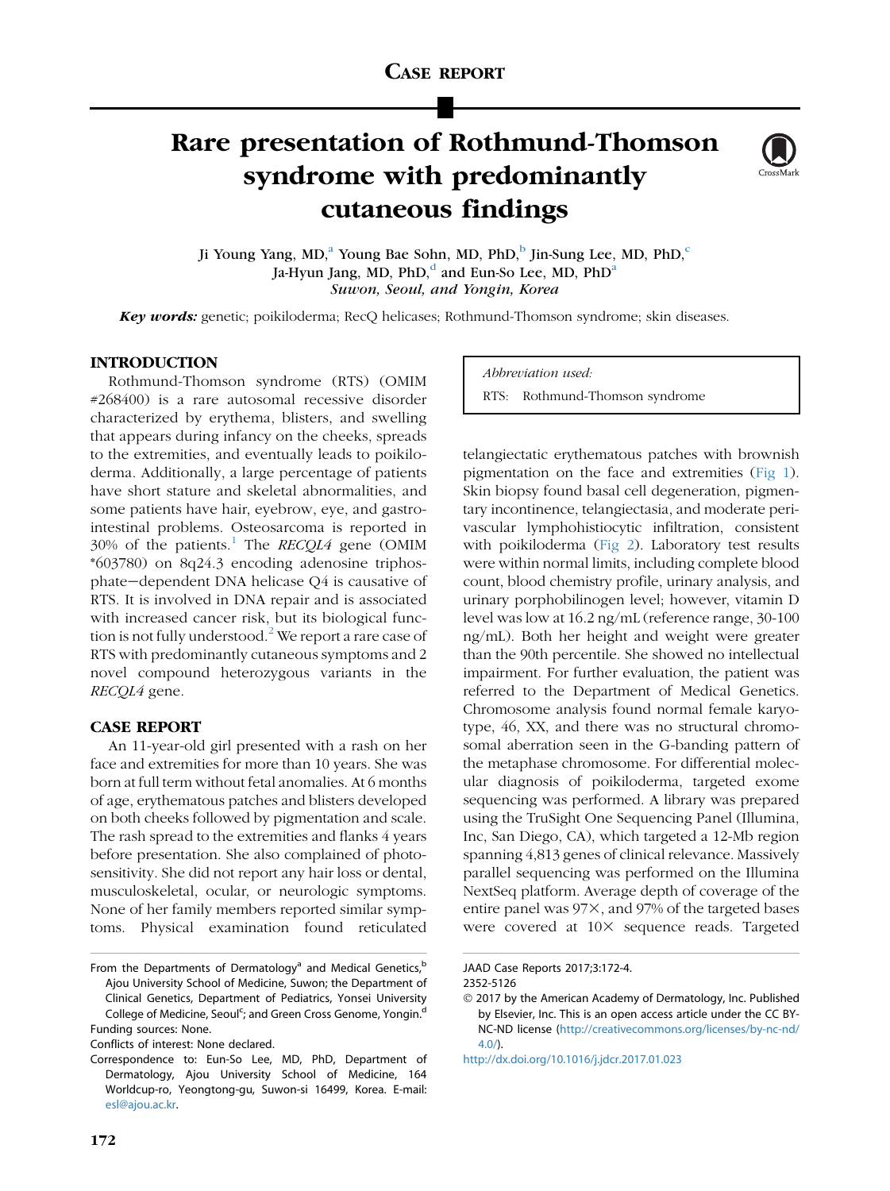CASE REPORT

# Rare presentation of Rothmund-Thomson syndrome with predominantly cutaneous findings

Ji Young Yang, MD,[a] Young Bae Sohn, MD, PhD,[b] Jin-Sung Lee, MD, PhD,[c] Ja-Hyun Jang, MD, PhD,[d] and Eun-So Lee, MD, PhD[a]
*Suwon, Seoul, and Yongin, Korea*

***Key words:*** genetic; poikiloderma; RecQ helicases; Rothmund-Thomson syndrome; skin diseases.

*Abbreviation used:*
RTS: Rothmund-Thomson syndrome

## INTRODUCTION

Rothmund-Thomson syndrome (RTS) (OMIM #268400) is a rare autosomal recessive disorder characterized by erythema, blisters, and swelling that appears during infancy on the cheeks, spreads to the extremities, and eventually leads to poikiloderma. Additionally, a large percentage of patients have short stature and skeletal abnormalities, and some patients have hair, eyebrow, eye, and gastrointestinal problems. Osteosarcoma is reported in 30% of the patients.[1] The *RECQL4* gene (OMIM *603780) on 8q24.3 encoding adenosine triphosphate−dependent DNA helicase Q4 is causative of RTS. It is involved in DNA repair and is associated with increased cancer risk, but its biological function is not fully understood.[2] We report a rare case of RTS with predominantly cutaneous symptoms and 2 novel compound heterozygous variants in the *RECQL4* gene.

## CASE REPORT

An 11-year-old girl presented with a rash on her face and extremities for more than 10 years. She was born at full term without fetal anomalies. At 6 months of age, erythematous patches and blisters developed on both cheeks followed by pigmentation and scale. The rash spread to the extremities and flanks 4 years before presentation. She also complained of photosensitivity. She did not report any hair loss or dental, musculoskeletal, ocular, or neurologic symptoms. None of her family members reported similar symptoms. Physical examination found reticulated telangiectatic erythematous patches with brownish pigmentation on the face and extremities (Fig 1). Skin biopsy found basal cell degeneration, pigmentary incontinence, telangiectasia, and moderate perivascular lymphohistiocytic infiltration, consistent with poikiloderma (Fig 2). Laboratory test results were within normal limits, including complete blood count, blood chemistry profile, urinary analysis, and urinary porphobilinogen level; however, vitamin D level was low at 16.2 ng/mL (reference range, 30-100 ng/mL). Both her height and weight were greater than the 90th percentile. She showed no intellectual impairment. For further evaluation, the patient was referred to the Department of Medical Genetics. Chromosome analysis found normal female karyotype, 46, XX, and there was no structural chromosomal aberration seen in the G-banding pattern of the metaphase chromosome. For differential molecular diagnosis of poikiloderma, targeted exome sequencing was performed. A library was prepared using the TruSight One Sequencing Panel (Illumina, Inc, San Diego, CA), which targeted a 12-Mb region spanning 4,813 genes of clinical relevance. Massively parallel sequencing was performed on the Illumina NextSeq platform. Average depth of coverage of the entire panel was 97×, and 97% of the targeted bases were covered at 10× sequence reads. Targeted

From the Departments of Dermatology[a] and Medical Genetics,[b] Ajou University School of Medicine, Suwon; the Department of Clinical Genetics, Department of Pediatrics, Yonsei University College of Medicine, Seoul[c]; and Green Cross Genome, Yongin.[d]

Funding sources: None.

Conflicts of interest: None declared.

Correspondence to: Eun-So Lee, MD, PhD, Department of Dermatology, Ajou University School of Medicine, 164 Worldcup-ro, Yeongtong-gu, Suwon-si 16499, Korea. E-mail: esl@ajou.ac.kr.

JAAD Case Reports 2017;3:172-4.

2352-5126

© 2017 by the American Academy of Dermatology, Inc. Published by Elsevier, Inc. This is an open access article under the CC BY-NC-ND license (http://creativecommons.org/licenses/by-nc-nd/4.0/).

http://dx.doi.org/10.1016/j.jdcr.2017.01.023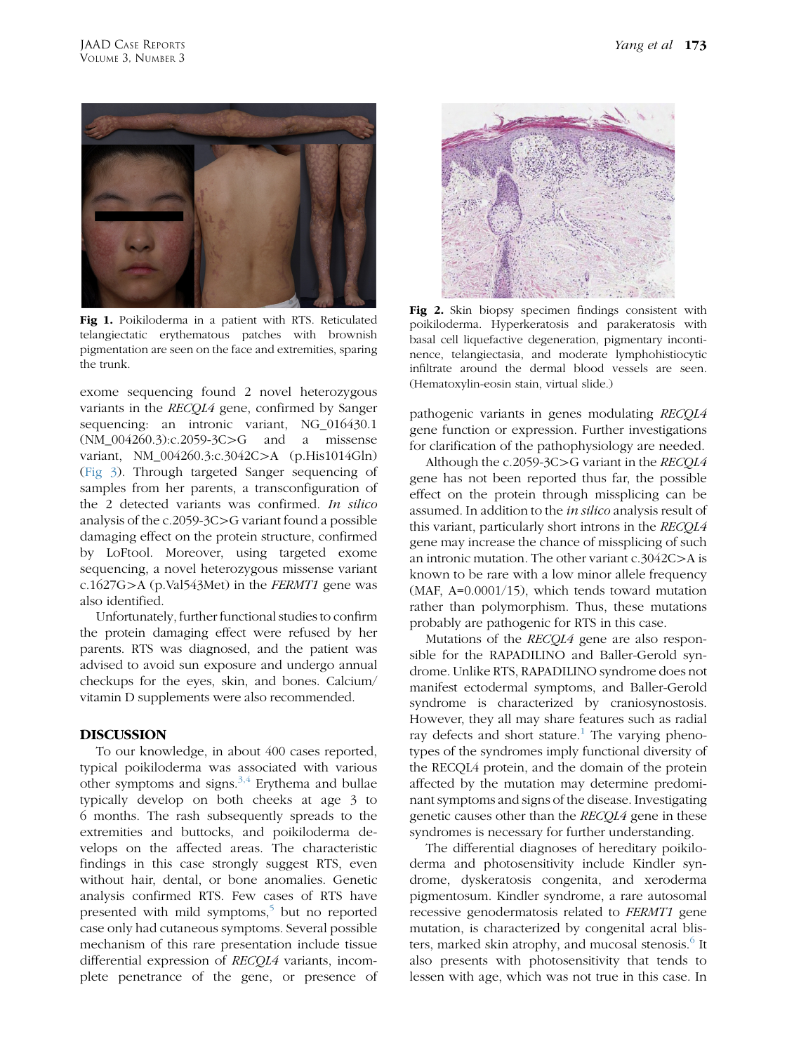**Fig 1.** Poikiloderma in a patient with RTS. Reticulated telangiectatic erythematous patches with brownish pigmentation are seen on the face and extremities, sparing the trunk.

**Fig 2.** Skin biopsy specimen findings consistent with poikiloderma. Hyperkeratosis and parakeratosis with basal cell liquefactive degeneration, pigmentary incontinence, telangiectasia, and moderate lymphohistiocytic infiltrate around the dermal blood vessels are seen. (Hematoxylin-eosin stain, virtual slide.)

exome sequencing found 2 novel heterozygous variants in the *RECQL4* gene, confirmed by Sanger sequencing: an intronic variant, NG_016430.1 (NM_004260.3):c.2059-3C>G and a missense variant, NM_004260.3:c.3042C>A (p.His1014Gln) (Fig 3). Through targeted Sanger sequencing of samples from her parents, a transconfiguration of the 2 detected variants was confirmed. *In silico* analysis of the c.2059-3C>G variant found a possible damaging effect on the protein structure, confirmed by LoFtool. Moreover, using targeted exome sequencing, a novel heterozygous missense variant c.1627G>A (p.Val543Met) in the *FERMT1* gene was also identified.

Unfortunately, further functional studies to confirm the protein damaging effect were refused by her parents. RTS was diagnosed, and the patient was advised to avoid sun exposure and undergo annual checkups for the eyes, skin, and bones. Calcium/vitamin D supplements were also recommended.

## DISCUSSION

To our knowledge, in about 400 cases reported, typical poikiloderma was associated with various other symptoms and signs.[3,4] Erythema and bullae typically develop on both cheeks at age 3 to 6 months. The rash subsequently spreads to the extremities and buttocks, and poikiloderma develops on the affected areas. The characteristic findings in this case strongly suggest RTS, even without hair, dental, or bone anomalies. Genetic analysis confirmed RTS. Few cases of RTS have presented with mild symptoms,[5] but no reported case only had cutaneous symptoms. Several possible mechanism of this rare presentation include tissue differential expression of *RECQL4* variants, incomplete penetrance of the gene, or presence of pathogenic variants in genes modulating *RECQL4* gene function or expression. Further investigations for clarification of the pathophysiology are needed.

Although the c.2059-3C>G variant in the *RECQL4* gene has not been reported thus far, the possible effect on the protein through missplicing can be assumed. In addition to the *in silico* analysis result of this variant, particularly short introns in the *RECQL4* gene may increase the chance of missplicing of such an intronic mutation. The other variant c.3042C>A is known to be rare with a low minor allele frequency (MAF, A=0.0001/15), which tends toward mutation rather than polymorphism. Thus, these mutations probably are pathogenic for RTS in this case.

Mutations of the *RECQL4* gene are also responsible for the RAPADILINO and Baller-Gerold syndrome. Unlike RTS, RAPADILINO syndrome does not manifest ectodermal symptoms, and Baller-Gerold syndrome is characterized by craniosynostosis. However, they all may share features such as radial ray defects and short stature.[1] The varying phenotypes of the syndromes imply functional diversity of the RECQL4 protein, and the domain of the protein affected by the mutation may determine predominant symptoms and signs of the disease. Investigating genetic causes other than the *RECQL4* gene in these syndromes is necessary for further understanding.

The differential diagnoses of hereditary poikiloderma and photosensitivity include Kindler syndrome, dyskeratosis congenita, and xeroderma pigmentosum. Kindler syndrome, a rare autosomal recessive genodermatosis related to *FERMT1* gene mutation, is characterized by congenital acral blisters, marked skin atrophy, and mucosal stenosis.[6] It also presents with photosensitivity that tends to lessen with age, which was not true in this case. In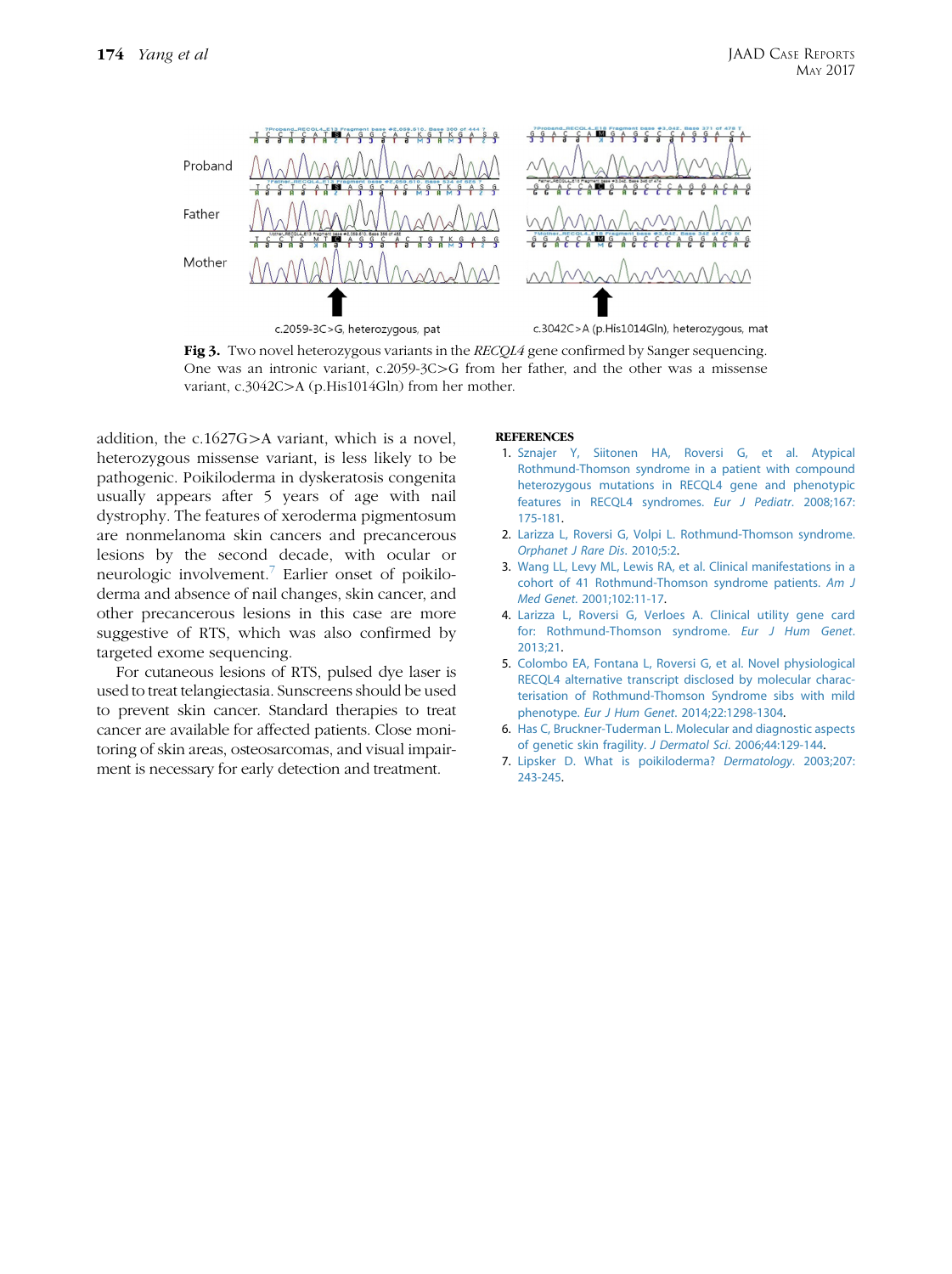Proband

Father

Mother

c.2059-3C>G, heterozygous, pat

c.3042C>A (p.His1014Gln), heterozygous, mat

**Fig 3.** Two novel heterozygous variants in the *RECQL4* gene confirmed by Sanger sequencing. One was an intronic variant, c.2059-3C>G from her father, and the other was a missense variant, c.3042C>A (p.His1014Gln) from her mother.

addition, the c.1627G>A variant, which is a novel, heterozygous missense variant, is less likely to be pathogenic. Poikiloderma in dyskeratosis congenita usually appears after 5 years of age with nail dystrophy. The features of xeroderma pigmentosum are nonmelanoma skin cancers and precancerous lesions by the second decade, with ocular or neurologic involvement.[7] Earlier onset of poikiloderma and absence of nail changes, skin cancer, and other precancerous lesions in this case are more suggestive of RTS, which was also confirmed by targeted exome sequencing.

For cutaneous lesions of RTS, pulsed dye laser is used to treat telangiectasia. Sunscreens should be used to prevent skin cancer. Standard therapies to treat cancer are available for affected patients. Close monitoring of skin areas, osteosarcomas, and visual impairment is necessary for early detection and treatment.

## REFERENCES

1. Sznajer Y, Siitonen HA, Roversi G, et al. Atypical Rothmund-Thomson syndrome in a patient with compound heterozygous mutations in RECQL4 gene and phenotypic features in RECQL4 syndromes. *Eur J Pediatr*. 2008;167:175-181.
2. Larizza L, Roversi G, Volpi L. Rothmund-Thomson syndrome. *Orphanet J Rare Dis*. 2010;5:2.
3. Wang LL, Levy ML, Lewis RA, et al. Clinical manifestations in a cohort of 41 Rothmund-Thomson syndrome patients. *Am J Med Genet*. 2001;102:11-17.
4. Larizza L, Roversi G, Verloes A. Clinical utility gene card for: Rothmund-Thomson syndrome. *Eur J Hum Genet*. 2013;21.
5. Colombo EA, Fontana L, Roversi G, et al. Novel physiological RECQL4 alternative transcript disclosed by molecular characterisation of Rothmund-Thomson Syndrome sibs with mild phenotype. *Eur J Hum Genet*. 2014;22:1298-1304.
6. Has C, Bruckner-Tuderman L. Molecular and diagnostic aspects of genetic skin fragility. *J Dermatol Sci*. 2006;44:129-144.
7. Lipsker D. What is poikiloderma? *Dermatology*. 2003;207:243-245.